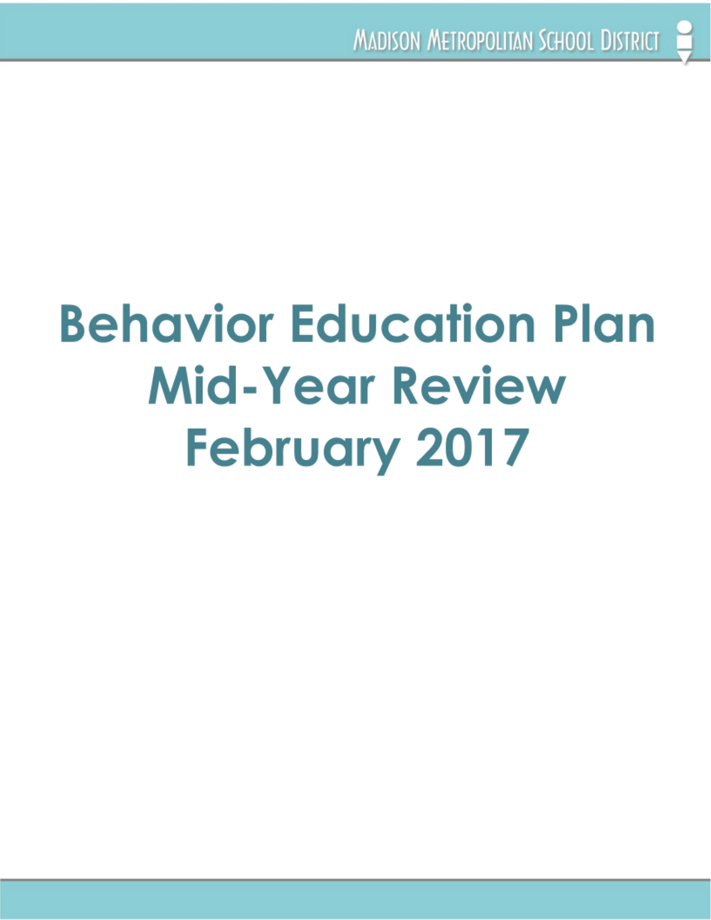# Behavior Education Plan Mid-Year Review February 2017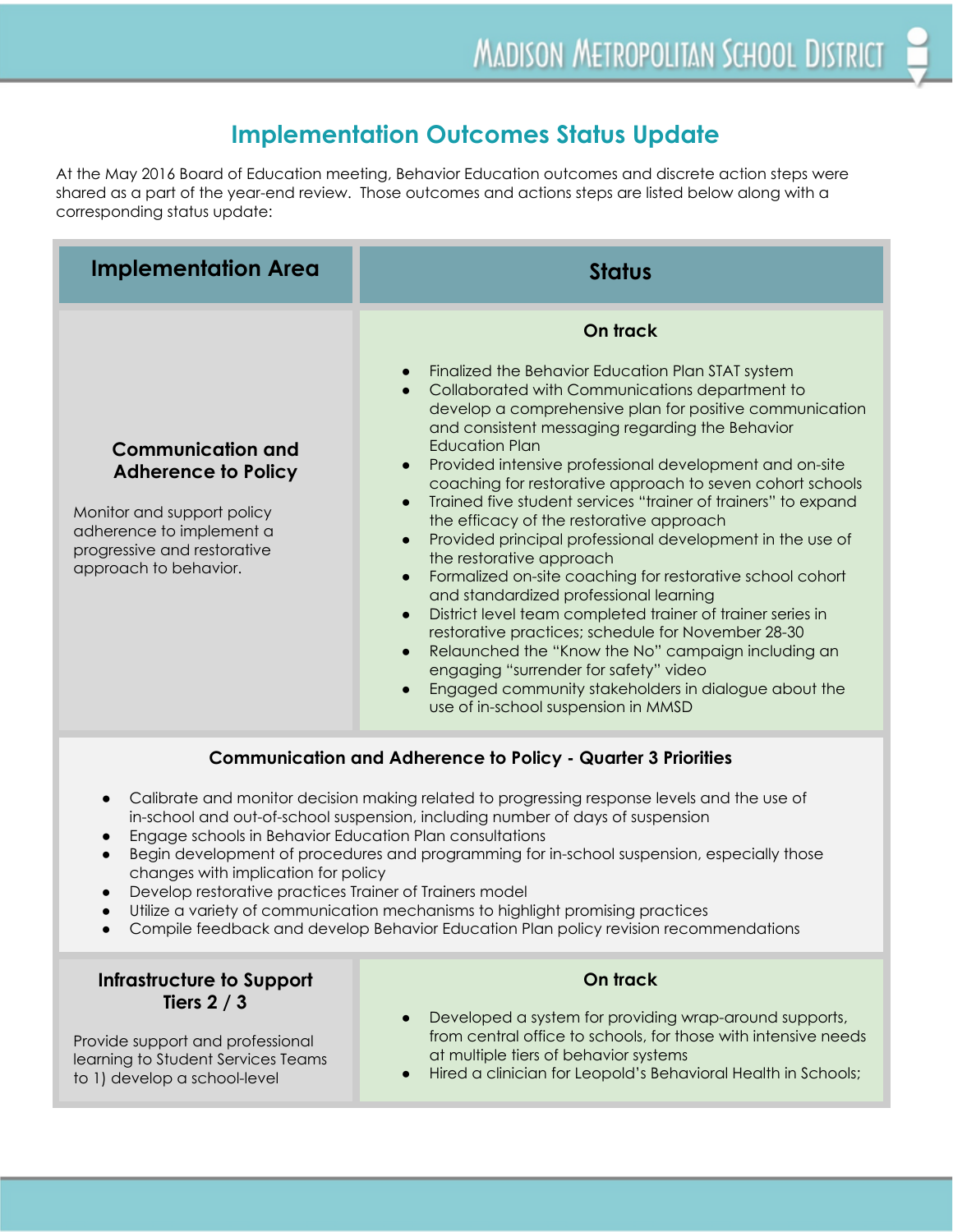## Implementation Outcomes Status Update

At the May 2016 Board of Education meeting, Behavior Education outcomes and discrete action steps were shared as a part of the year-end review. Those outcomes and actions steps are listed below along with a corresponding status update:

| Implementation Area | Status |
|---|---|
| **Communication and Adherence to Policy**<br><br>Monitor and support policy adherence to implement a progressive and restorative approach to behavior. | **On track**<br><br>• Finalized the Behavior Education Plan STAT system<br>• Collaborated with Communications department to develop a comprehensive plan for positive communication and consistent messaging regarding the Behavior Education Plan<br>• Provided intensive professional development and on-site coaching for restorative approach to seven cohort schools<br>• Trained five student services "trainer of trainers" to expand the efficacy of the restorative approach<br>• Provided principal professional development in the use of the restorative approach<br>• Formalized on-site coaching for restorative school cohort and standardized professional learning<br>• District level team completed trainer of trainer series in restorative practices; schedule for November 28-30<br>• Relaunched the "Know the No" campaign including an engaging "surrender for safety" video<br>• Engaged community stakeholders in dialogue about the use of in-school suspension in MMSD |
| **Communication and Adherence to Policy - Quarter 3 Priorities**<br><br>• Calibrate and monitor decision making related to progressing response levels and the use of in-school and out-of-school suspension, including number of days of suspension<br>• Engage schools in Behavior Education Plan consultations<br>• Begin development of procedures and programming for in-school suspension, especially those changes with implication for policy<br>• Develop restorative practices Trainer of Trainers model<br>• Utilize a variety of communication mechanisms to highlight promising practices<br>• Compile feedback and develop Behavior Education Plan policy revision recommendations | |
| **Infrastructure to Support Tiers 2 / 3**<br><br>Provide support and professional learning to Student Services Teams to 1) develop a school-level | **On track**<br><br>• Developed a system for providing wrap-around supports, from central office to schools, for those with intensive needs at multiple tiers of behavior systems<br>• Hired a clinician for Leopold's Behavioral Health in Schools; |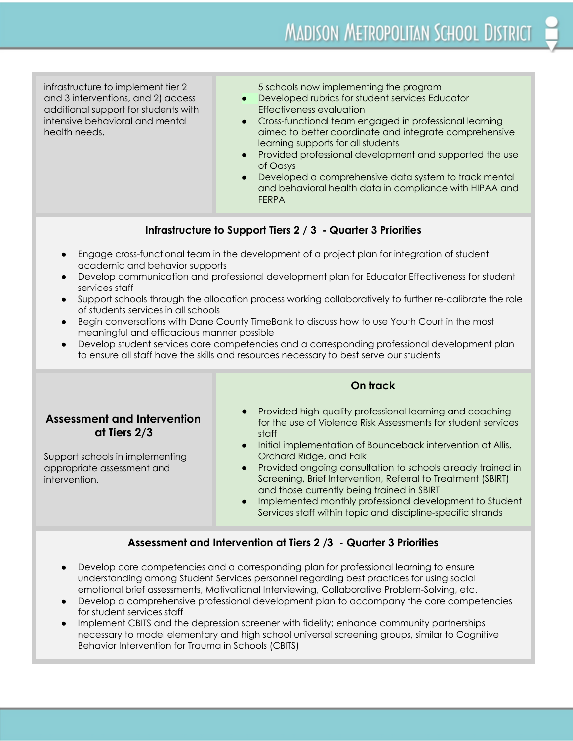infrastructure to implement tier 2 and 3 interventions, and 2) access additional support for students with intensive behavioral and mental health needs.

5 schools now implementing the program

- Developed rubrics for student services Educator Effectiveness evaluation
- Cross-functional team engaged in professional learning aimed to better coordinate and integrate comprehensive learning supports for all students
- Provided professional development and supported the use of Oasys
- Developed a comprehensive data system to track mental and behavioral health data in compliance with HIPAA and FERPA

### Infrastructure to Support Tiers 2 / 3 - Quarter 3 Priorities

- Engage cross-functional team in the development of a project plan for integration of student academic and behavior supports
- Develop communication and professional development plan for Educator Effectiveness for student services staff
- Support schools through the allocation process working collaboratively to further re-calibrate the role of students services in all schools
- Begin conversations with Dane County TimeBank to discuss how to use Youth Court in the most meaningful and efficacious manner possible
- Develop student services core competencies and a corresponding professional development plan to ensure all staff have the skills and resources necessary to best serve our students

### Assessment and Intervention at Tiers 2/3

Support schools in implementing appropriate assessment and intervention.

**On track**

- Provided high-quality professional learning and coaching for the use of Violence Risk Assessments for student services staff
- Initial implementation of Bounceback intervention at Allis, Orchard Ridge, and Falk
- Provided ongoing consultation to schools already trained in Screening, Brief Intervention, Referral to Treatment (SBIRT) and those currently being trained in SBIRT
- Implemented monthly professional development to Student Services staff within topic and discipline-specific strands

### Assessment and Intervention at Tiers 2 /3 - Quarter 3 Priorities

- Develop core competencies and a corresponding plan for professional learning to ensure understanding among Student Services personnel regarding best practices for using social emotional brief assessments, Motivational Interviewing, Collaborative Problem-Solving, etc.
- Develop a comprehensive professional development plan to accompany the core competencies for student services staff
- Implement CBITS and the depression screener with fidelity; enhance community partnerships necessary to model elementary and high school universal screening groups, similar to Cognitive Behavior Intervention for Trauma in Schools (CBITS)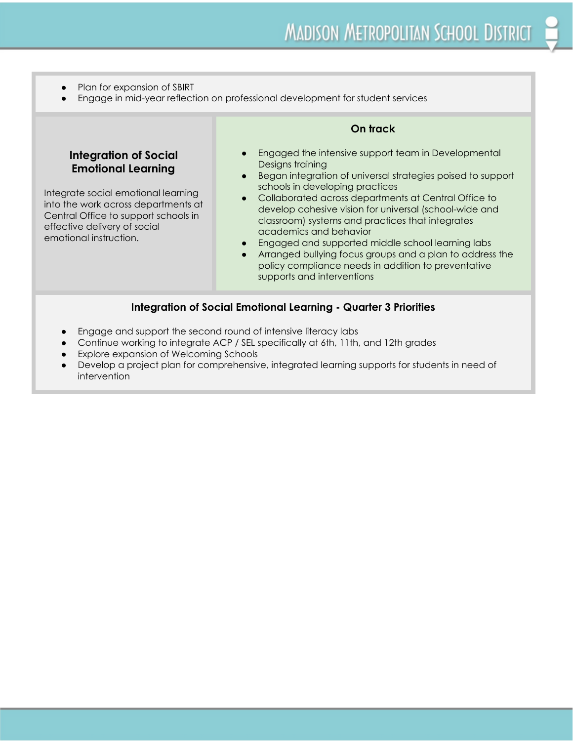- Plan for expansion of SBIRT
- Engage in mid-year reflection on professional development for student services

| Integration of Social Emotional Learning | On track |
| --- | --- |
| Integrate social emotional learning into the work across departments at Central Office to support schools in effective delivery of social emotional instruction. | • Engaged the intensive support team in Developmental Designs training<br>• Began integration of universal strategies poised to support schools in developing practices<br>• Collaborated across departments at Central Office to develop cohesive vision for universal (school-wide and classroom) systems and practices that integrates academics and behavior<br>• Engaged and supported middle school learning labs<br>• Arranged bullying focus groups and a plan to address the policy compliance needs in addition to preventative supports and interventions |

### Integration of Social Emotional Learning - Quarter 3 Priorities

- Engage and support the second round of intensive literacy labs
- Continue working to integrate ACP / SEL specifically at 6th, 11th, and 12th grades
- Explore expansion of Welcoming Schools
- Develop a project plan for comprehensive, integrated learning supports for students in need of intervention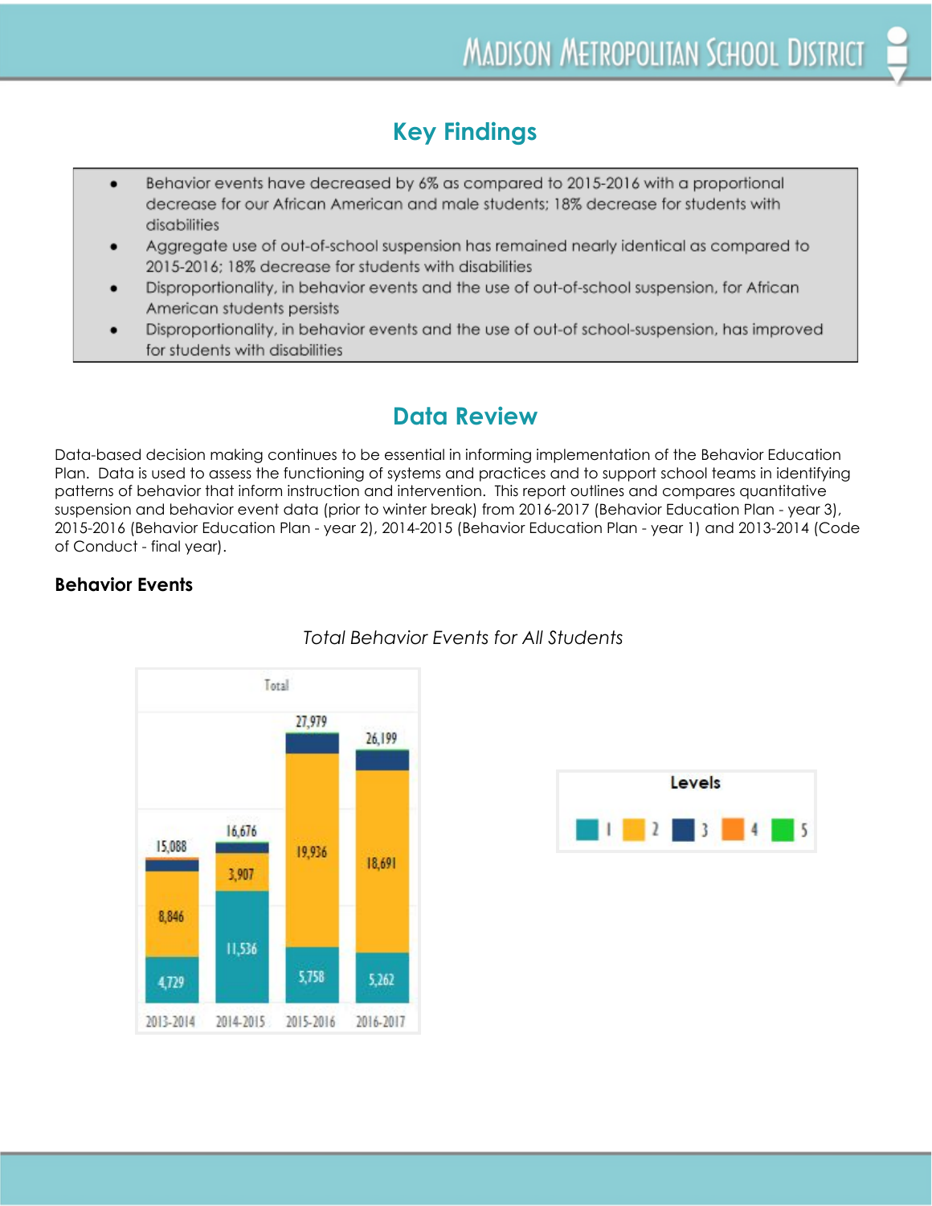## Key Findings

- Behavior events have decreased by 6% as compared to 2015-2016 with a proportional decrease for our African American and male students; 18% decrease for students with disabilities
- Aggregate use of out-of-school suspension has remained nearly identical as compared to 2015-2016; 18% decrease for students with disabilities
- Disproportionality, in behavior events and the use of out-of-school suspension, for African American students persists
- Disproportionality, in behavior events and the use of out-of school-suspension, has improved for students with disabilities

## Data Review

Data-based decision making continues to be essential in informing implementation of the Behavior Education Plan. Data is used to assess the functioning of systems and practices and to support school teams in identifying patterns of behavior that inform instruction and intervention. This report outlines and compares quantitative suspension and behavior event data (prior to winter break) from 2016-2017 (Behavior Education Plan - year 3), 2015-2016 (Behavior Education Plan - year 2), 2014-2015 (Behavior Education Plan - year 1) and 2013-2014 (Code of Conduct - final year).

### Behavior Events

*Total Behavior Events for All Students*

Total

| | 2013-2014 | 2014-2015 | 2015-2016 | 2016-2017 |
|---|---|---|---|---|
| Level 1 | 4,729 | 11,536 | 5,758 | 5,262 |
| Level 2 | 8,846 | 3,907 | 19,936 | 18,691 |
| Total | 15,088 | 16,676 | 27,979 | 26,199 |

Levels: 1, 2, 3, 4, 5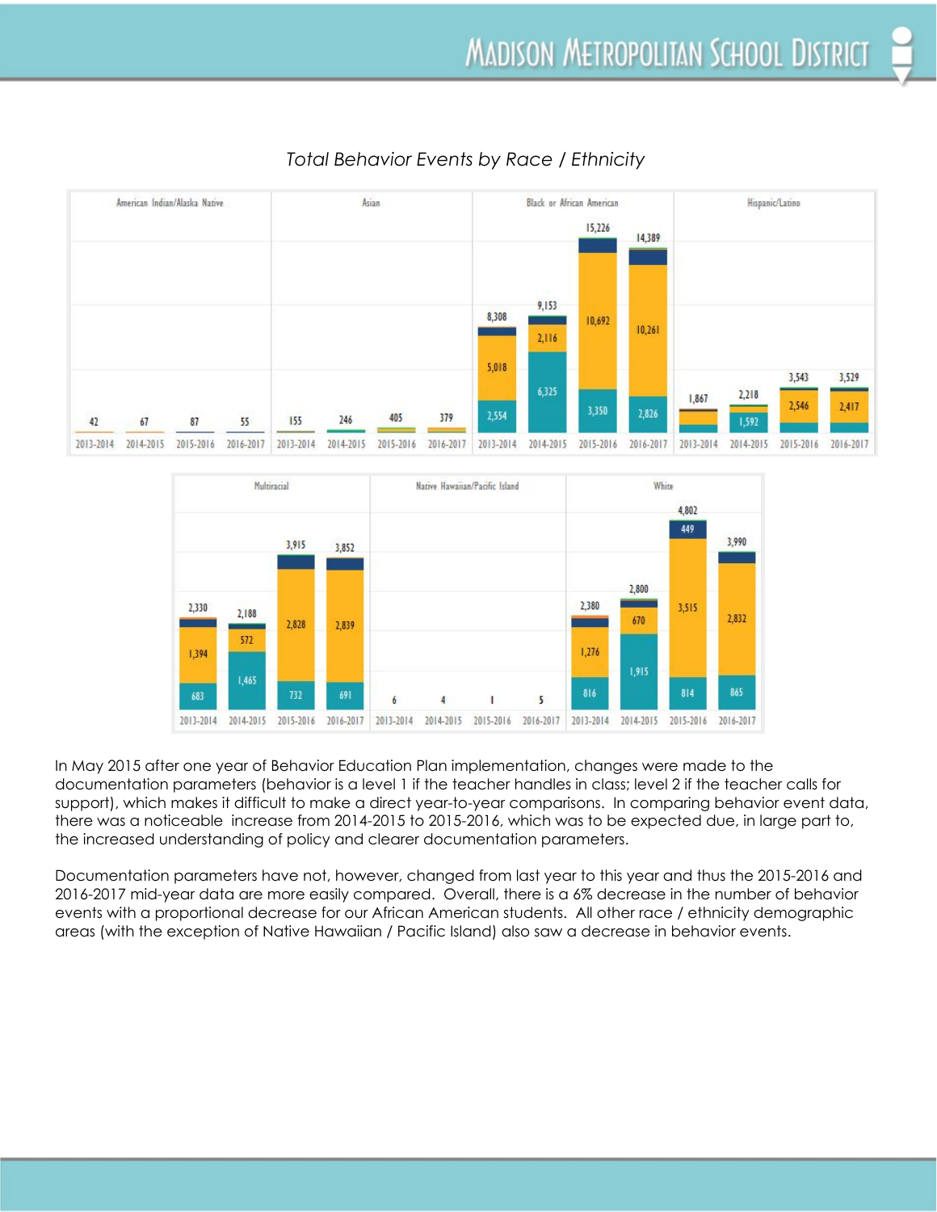*Total Behavior Events by Race / Ethnicity*

| Race / Ethnicity | 2013-2014 | 2014-2015 | 2015-2016 | 2016-2017 |
|---|---|---|---|---|
| American Indian/Alaska Native | 42 | 67 | 87 | 55 |
| Asian | 155 | 246 | 405 | 379 |
| Black or African American | 8,308 | 9,153 | 15,226 | 14,389 |
| Hispanic/Latino | 1,867 | 2,218 | 3,543 | 3,529 |
| Multiracial | 2,330 | 2,188 | 3,915 | 3,852 |
| Native Hawaiian/Pacific Island | 6 | 4 | 1 | 5 |
| White | 2,380 | 2,800 | 4,802 | 3,990 |

In May 2015 after one year of Behavior Education Plan implementation, changes were made to the documentation parameters (behavior is a level 1 if the teacher handles in class; level 2 if the teacher calls for support), which makes it difficult to make a direct year-to-year comparisons. In comparing behavior event data, there was a noticeable increase from 2014-2015 to 2015-2016, which was to be expected due, in large part to, the increased understanding of policy and clearer documentation parameters.

Documentation parameters have not, however, changed from last year to this year and thus the 2015-2016 and 2016-2017 mid-year data are more easily compared. Overall, there is a 6% decrease in the number of behavior events with a proportional decrease for our African American students. All other race / ethnicity demographic areas (with the exception of Native Hawaiian / Pacific Island) also saw a decrease in behavior events.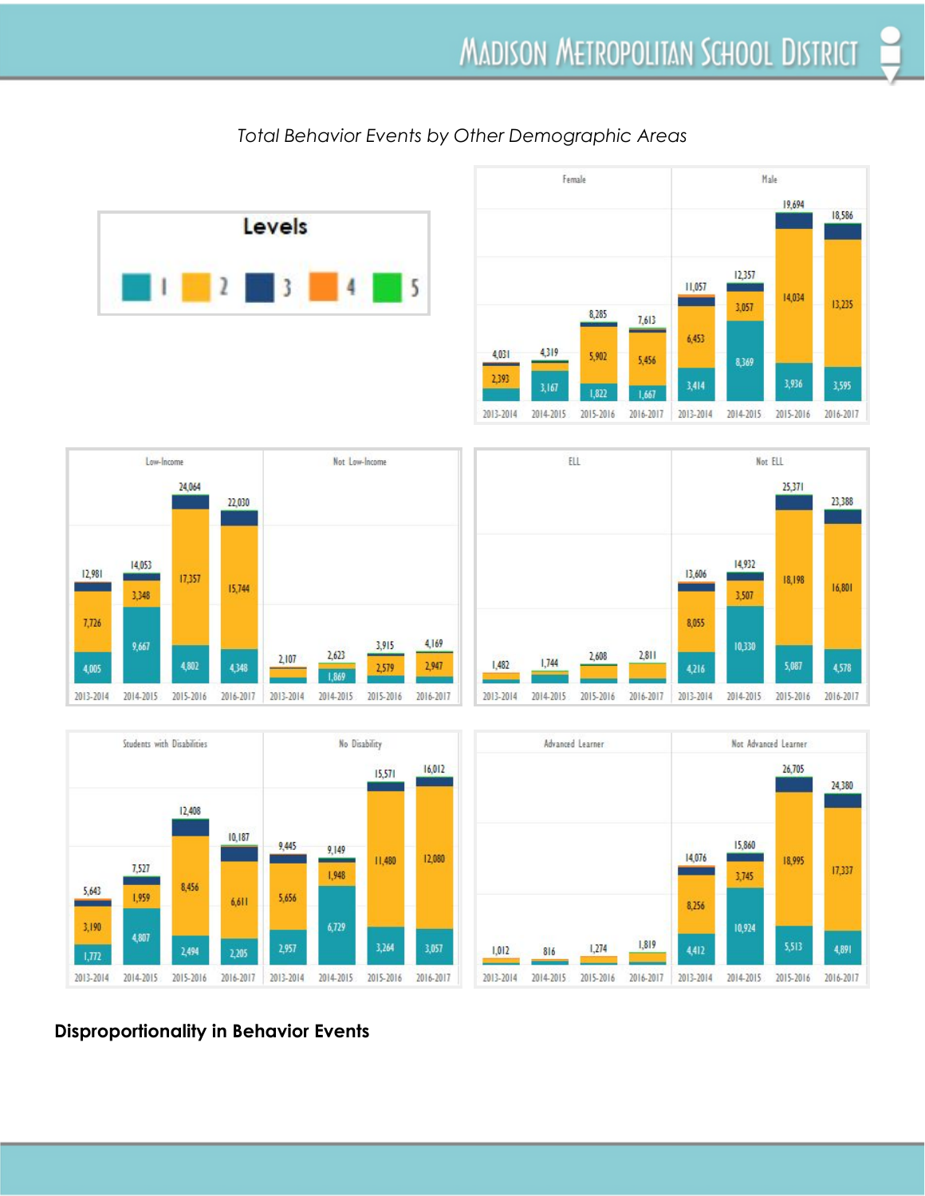*Total Behavior Events by Other Demographic Areas*

**Levels:** 1, 2, 3, 4, 5

| | 2013-2014 | 2014-2015 | 2015-2016 | 2016-2017 |
|---|---|---|---|---|
| **Female** (total) | 4,031 | 4,319 | 8,285 | 7,613 |
| Female – Level 1 | | 3,167 | 1,822 | 1,667 |
| Female – Level 2 | 2,393 | | 5,902 | 5,456 |
| **Male** (total) | 11,057 | 12,357 | 19,694 | 18,586 |
| Male – Level 1 | 3,414 | 8,369 | 3,936 | 3,595 |
| Male – Level 2 | 6,453 | 3,057 | 14,034 | 13,235 |
| **Low-Income** (total) | 12,981 | 14,053 | 24,064 | 22,030 |
| Low-Income – Level 1 | 4,005 | 9,667 | 4,802 | 4,348 |
| Low-Income – Level 2 | 7,726 | 3,348 | 17,357 | 15,744 |
| **Not Low-Income** (total) | 2,107 | 2,623 | 3,915 | 4,169 |
| Not Low-Income – Level 1 | | 1,869 | | |
| Not Low-Income – Level 2 | | | 2,579 | 2,947 |
| **ELL** (total) | 1,482 | 1,744 | 2,608 | 2,811 |
| **Not ELL** (total) | 13,606 | 14,932 | 25,371 | 23,388 |
| Not ELL – Level 1 | 4,216 | 10,330 | 5,087 | 4,578 |
| Not ELL – Level 2 | 8,055 | 3,507 | 18,198 | 16,801 |
| **Students with Disabilities** (total) | 5,643 | 7,527 | 12,408 | 10,187 |
| Students with Disabilities – Level 1 | 1,772 | 4,807 | 2,494 | 2,205 |
| Students with Disabilities – Level 2 | 3,190 | 1,959 | 8,456 | 6,611 |
| **No Disability** (total) | 9,445 | 9,149 | 15,571 | 16,012 |
| No Disability – Level 1 | 2,957 | 6,729 | 3,264 | 3,057 |
| No Disability – Level 2 | 5,656 | 1,948 | 11,480 | 12,080 |
| **Advanced Learner** (total) | 1,012 | 816 | 1,274 | 1,819 |
| **Not Advanced Learner** (total) | 14,076 | 15,860 | 26,705 | 24,380 |
| Not Advanced Learner – Level 1 | 4,412 | 10,924 | 5,513 | 4,891 |
| Not Advanced Learner – Level 2 | 8,256 | 3,745 | 18,995 | 17,337 |

## Disproportionality in Behavior Events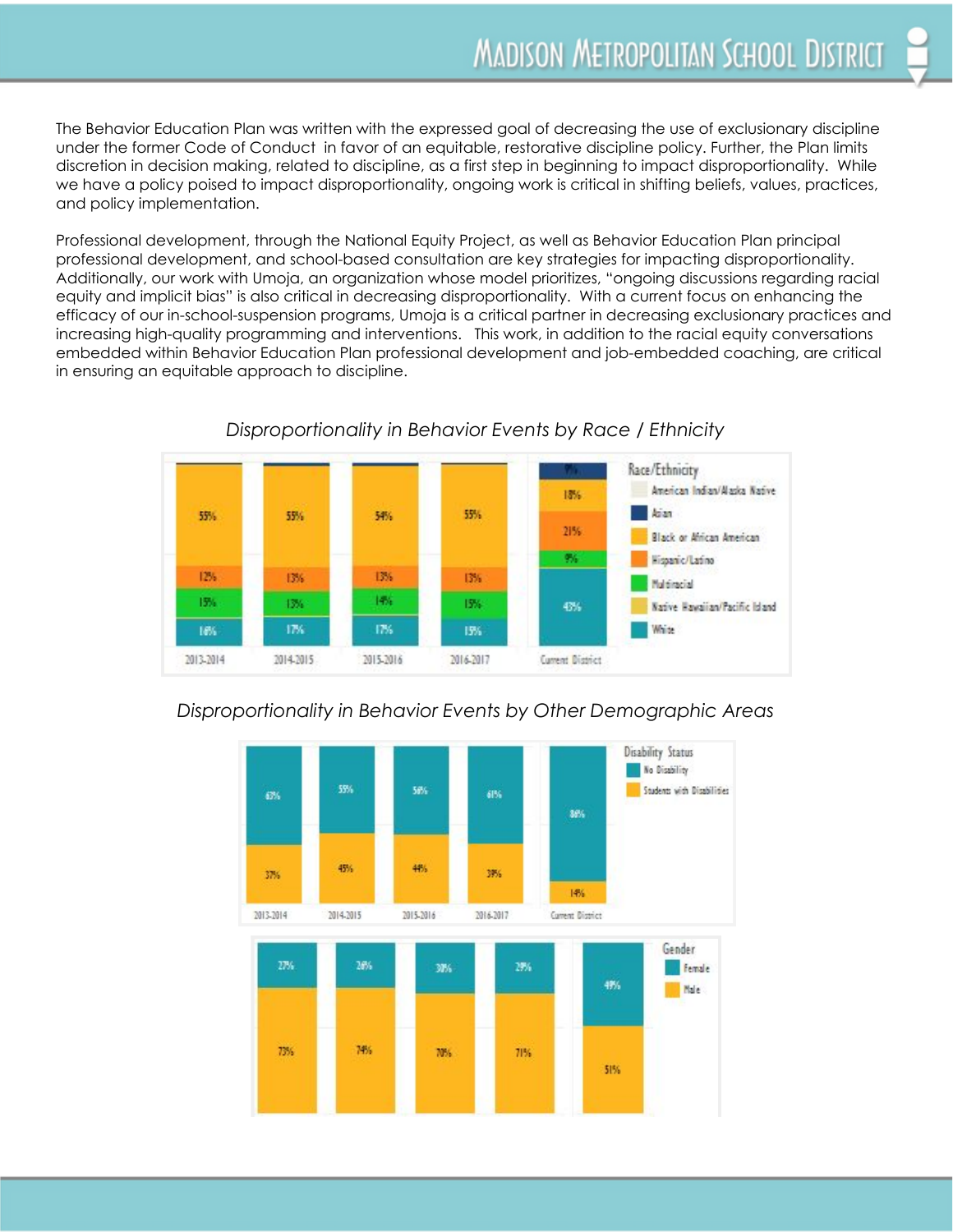The Behavior Education Plan was written with the expressed goal of decreasing the use of exclusionary discipline under the former Code of Conduct in favor of an equitable, restorative discipline policy. Further, the Plan limits discretion in decision making, related to discipline, as a first step in beginning to impact disproportionality. While we have a policy poised to impact disproportionality, ongoing work is critical in shifting beliefs, values, practices, and policy implementation.

Professional development, through the National Equity Project, as well as Behavior Education Plan principal professional development, and school-based consultation are key strategies for impacting disproportionality. Additionally, our work with Umoja, an organization whose model prioritizes, "ongoing discussions regarding racial equity and implicit bias" is also critical in decreasing disproportionality. With a current focus on enhancing the efficacy of our in-school-suspension programs, Umoja is a critical partner in decreasing exclusionary practices and increasing high-quality programming and interventions. This work, in addition to the racial equity conversations embedded within Behavior Education Plan professional development and job-embedded coaching, are critical in ensuring an equitable approach to discipline.

*Disproportionality in Behavior Events by Race / Ethnicity*

| Race/Ethnicity | 2013-2014 | 2014-2015 | 2015-2016 | 2016-2017 | Current District |
|---|---|---|---|---|---|
| Asian | | | | | 9% |
| Black or African American | 55% | 55% | 54% | 55% | 18% |
| Hispanic/Latino | 12% | 13% | 13% | 13% | 21% |
| Multiracial | 15% | 13% | 14% | 15% | 9% |
| White | 16% | 17% | 17% | 15% | 43% |

*Disproportionality in Behavior Events by Other Demographic Areas*

| Disability Status | 2013-2014 | 2014-2015 | 2015-2016 | 2016-2017 | Current District |
|---|---|---|---|---|---|
| No Disability | 63% | 55% | 56% | 61% | 86% |
| Students with Disabilities | 37% | 45% | 44% | 39% | 14% |

| Gender | 2013-2014 | 2014-2015 | 2015-2016 | 2016-2017 | Current District |
|---|---|---|---|---|---|
| Female | 27% | 26% | 30% | 29% | 49% |
| Male | 73% | 74% | 70% | 71% | 51% |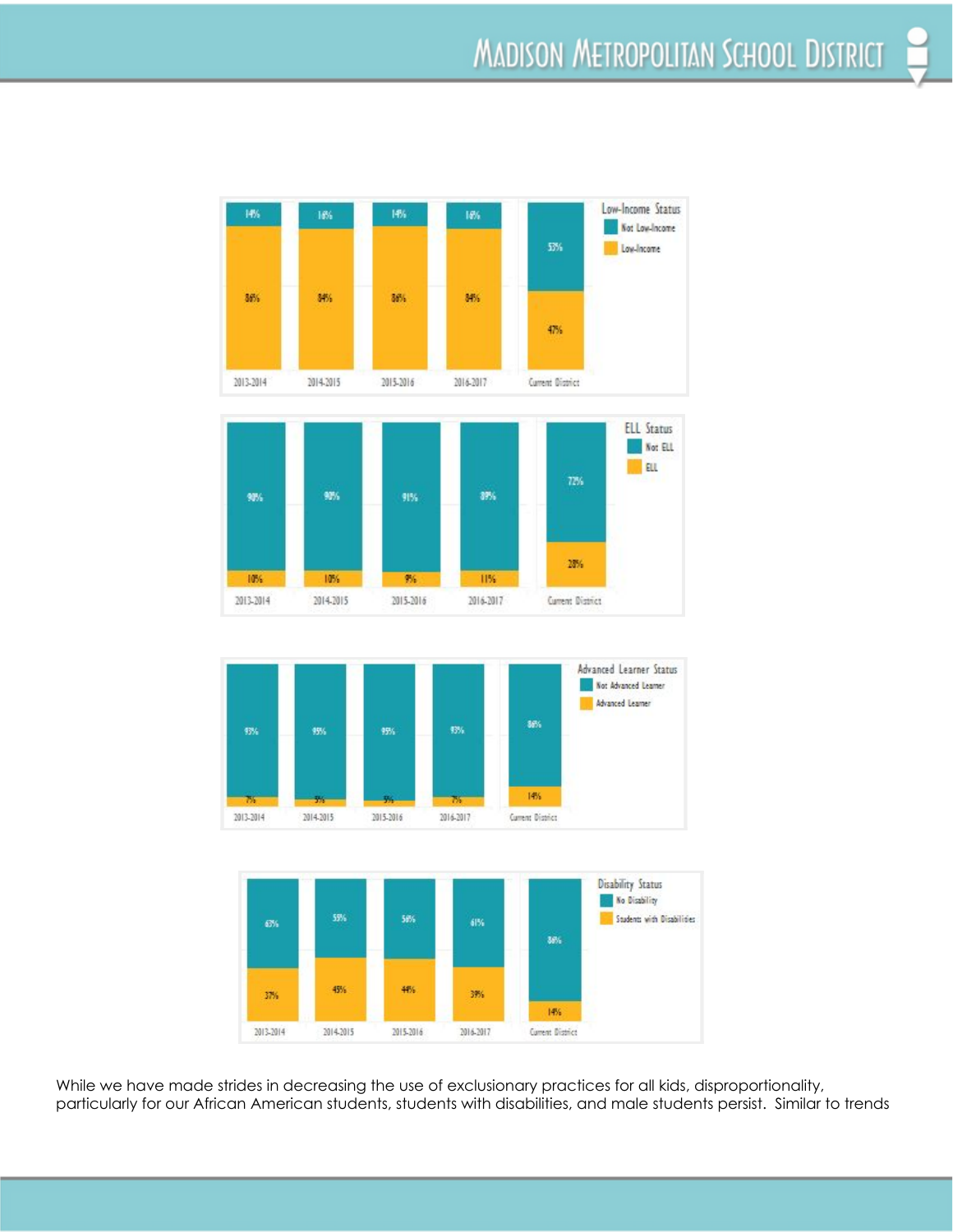| Low-Income Status | 2013-2014 | 2014-2015 | 2015-2016 | 2016-2017 | Current District |
|---|---|---|---|---|---|
| Not Low-Income | 14% | 16% | 14% | 16% | 53% |
| Low-Income | 86% | 84% | 86% | 84% | 47% |

| ELL Status | 2013-2014 | 2014-2015 | 2015-2016 | 2016-2017 | Current District |
|---|---|---|---|---|---|
| Not ELL | 90% | 90% | 91% | 89% | 72% |
| ELL | 10% | 10% | 9% | 11% | 28% |

| Advanced Learner Status | 2013-2014 | 2014-2015 | 2015-2016 | 2016-2017 | Current District |
|---|---|---|---|---|---|
| Not Advanced Learner | 93% | 95% | 95% | 93% | 86% |
| Advanced Learner | 7% | 5% | 5% | 7% | 14% |

| Disability Status | 2013-2014 | 2014-2015 | 2015-2016 | 2016-2017 | Current District |
|---|---|---|---|---|---|
| No Disability | 63% | 55% | 56% | 61% | 86% |
| Students with Disabilities | 37% | 45% | 44% | 39% | 14% |

While we have made strides in decreasing the use of exclusionary practices for all kids, disproportionality, particularly for our African American students, students with disabilities, and male students persist. Similar to trends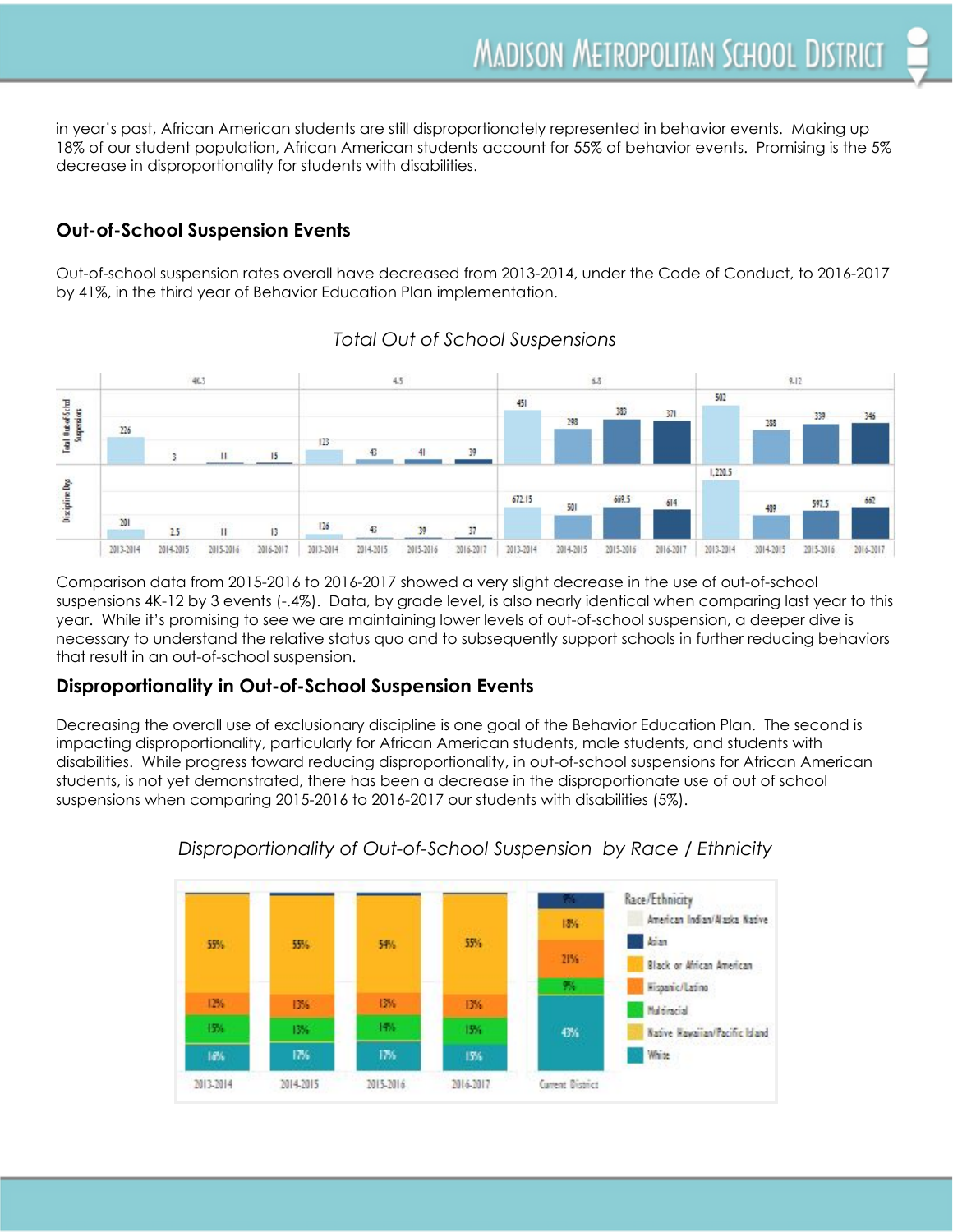in year's past, African American students are still disproportionately represented in behavior events. Making up 18% of our student population, African American students account for 55% of behavior events. Promising is the 5% decrease in disproportionality for students with disabilities.

## Out-of-School Suspension Events

Out-of-school suspension rates overall have decreased from 2013-2014, under the Code of Conduct, to 2016-2017 by 41%, in the third year of Behavior Education Plan implementation.

*Total Out of School Suspensions*

| | 4K-3 | | | | 4-5 | | | | 6-8 | | | | 9-12 | | | |
|---|---|---|---|---|---|---|---|---|---|---|---|---|---|---|---|---|
| | 2013-2014 | 2014-2015 | 2015-2016 | 2016-2017 | 2013-2014 | 2014-2015 | 2015-2016 | 2016-2017 | 2013-2014 | 2014-2015 | 2015-2016 | 2016-2017 | 2013-2014 | 2014-2015 | 2015-2016 | 2016-2017 |
| Total Out-of-School Suspensions | 226 | 3 | 11 | 15 | 123 | 43 | 41 | 39 | 451 | 298 | 383 | 371 | 502 | 288 | 339 | 346 |
| Discipline Days | 201 | 2.5 | 11 | 13 | 126 | 43 | 39 | 37 | 672.15 | 501 | 669.5 | 614 | 1,220.5 | 489 | 597.5 | 662 |

Comparison data from 2015-2016 to 2016-2017 showed a very slight decrease in the use of out-of-school suspensions 4K-12 by 3 events (-.4%). Data, by grade level, is also nearly identical when comparing last year to this year. While it's promising to see we are maintaining lower levels of out-of-school suspension, a deeper dive is necessary to understand the relative status quo and to subsequently support schools in further reducing behaviors that result in an out-of-school suspension.

## Disproportionality in Out-of-School Suspension Events

Decreasing the overall use of exclusionary discipline is one goal of the Behavior Education Plan. The second is impacting disproportionality, particularly for African American students, male students, and students with disabilities. While progress toward reducing disproportionality, in out-of-school suspensions for African American students, is not yet demonstrated, there has been a decrease in the disproportionate use of out of school suspensions when comparing 2015-2016 to 2016-2017 our students with disabilities (5%).

*Disproportionality of Out-of-School Suspension by Race / Ethnicity*

| Race/Ethnicity | 2013-2014 | 2014-2015 | 2015-2016 | 2016-2017 | Current District |
|---|---|---|---|---|---|
| Asian | | | | | 9% |
| Black or African American | 55% | 55% | 54% | 55% | 18% |
| Hispanic/Latino | 12% | 13% | 13% | 13% | 21% |
| Multiracial | 15% | 13% | 14% | 15% | 9% |
| White | 16% | 17% | 17% | 15% | 43% |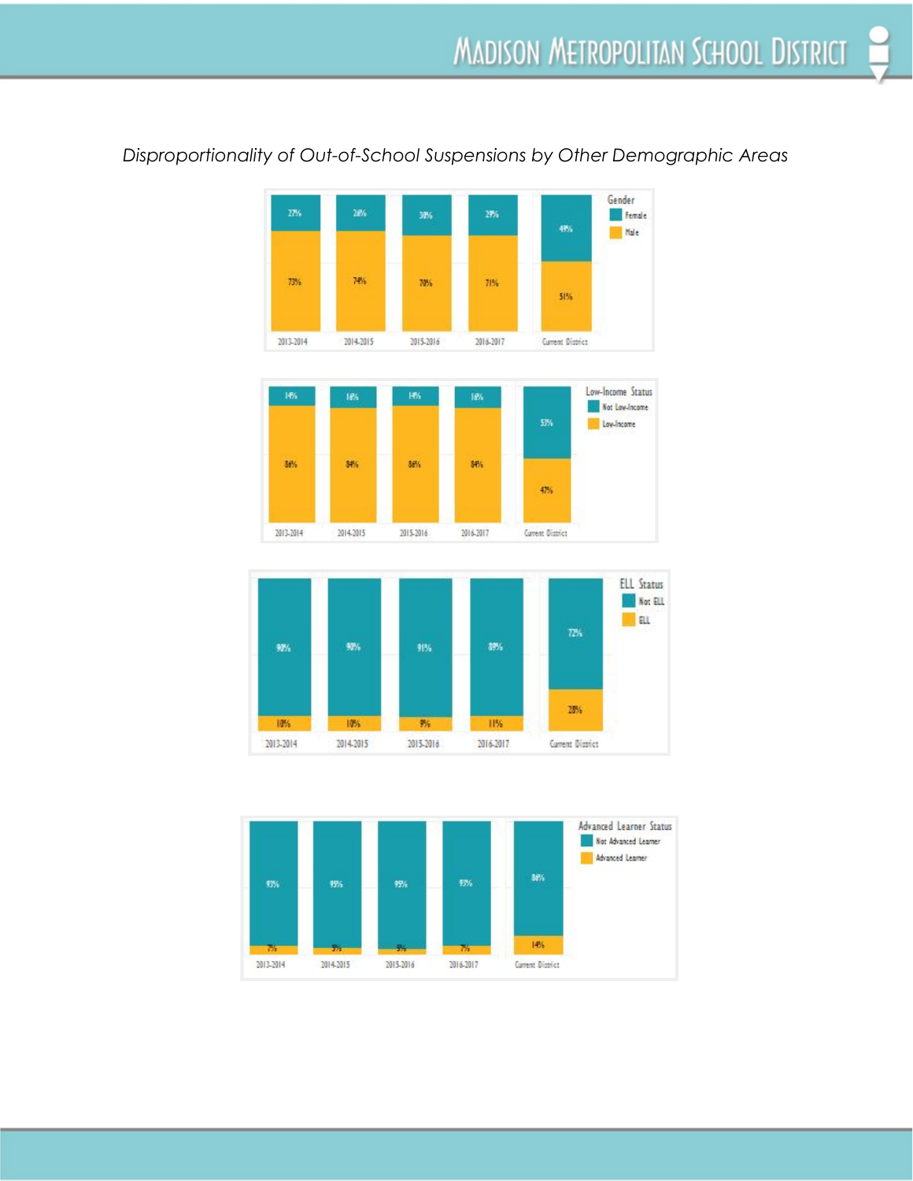*Disproportionality of Out-of-School Suspensions by Other Demographic Areas*

Gender
Female
Male

27% 26% 30% 29% 49%
73% 74% 70% 71% 51%

2013-2014 2014-2015 2015-2016 2016-2017 Current District

Low-Income Status
Not Low-Income
Low-Income

14% 16% 14% 16% 53%
86% 84% 86% 84% 47%

2013-2014 2014-2015 2015-2016 2016-2017 Current District

ELL Status
Not ELL
ELL

90% 90% 91% 89% 72%
10% 10% 9% 11% 28%

2013-2014 2014-2015 2015-2016 2016-2017 Current District

Advanced Learner Status
Not Advanced Learner
Advanced Learner

93% 95% 95% 93% 86%
7% 5% 5% 7% 14%

2013-2014 2014-2015 2015-2016 2016-2017 Current District